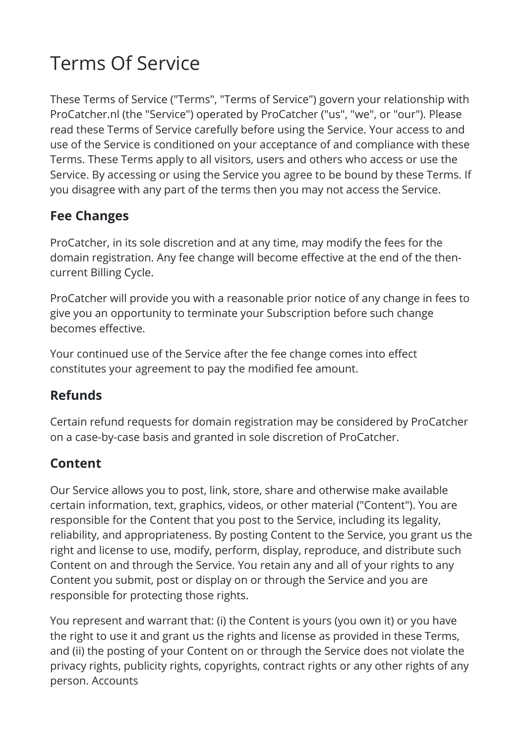# Terms Of Service

These Terms of Service ("Terms", "Terms of Service") govern your relationship with ProCatcher.nl (the "Service") operated by ProCatcher ("us", "we", or "our"). Please read these Terms of Service carefully before using the Service. Your access to and use of the Service is conditioned on your acceptance of and compliance with these Terms. These Terms apply to all visitors, users and others who access or use the Service. By accessing or using the Service you agree to be bound by these Terms. If you disagree with any part of the terms then you may not access the Service.

## Fee Changes

ProCatcher, in its sole discretion and at any time, may modify the fees for the domain registration. Any fee change will become effective at the end of the then-current Billing Cycle.

ProCatcher will provide you with a reasonable prior notice of any change in fees to give you an opportunity to terminate your Subscription before such change becomes effective.

Your continued use of the Service after the fee change comes into effect constitutes your agreement to pay the modified fee amount.

## Refunds

Certain refund requests for domain registration may be considered by ProCatcher on a case-by-case basis and granted in sole discretion of ProCatcher.

## Content

Our Service allows you to post, link, store, share and otherwise make available certain information, text, graphics, videos, or other material ("Content"). You are responsible for the Content that you post to the Service, including its legality, reliability, and appropriateness. By posting Content to the Service, you grant us the right and license to use, modify, perform, display, reproduce, and distribute such Content on and through the Service. You retain any and all of your rights to any Content you submit, post or display on or through the Service and you are responsible for protecting those rights.

You represent and warrant that: (i) the Content is yours (you own it) or you have the right to use it and grant us the rights and license as provided in these Terms, and (ii) the posting of your Content on or through the Service does not violate the privacy rights, publicity rights, copyrights, contract rights or any other rights of any person. Accounts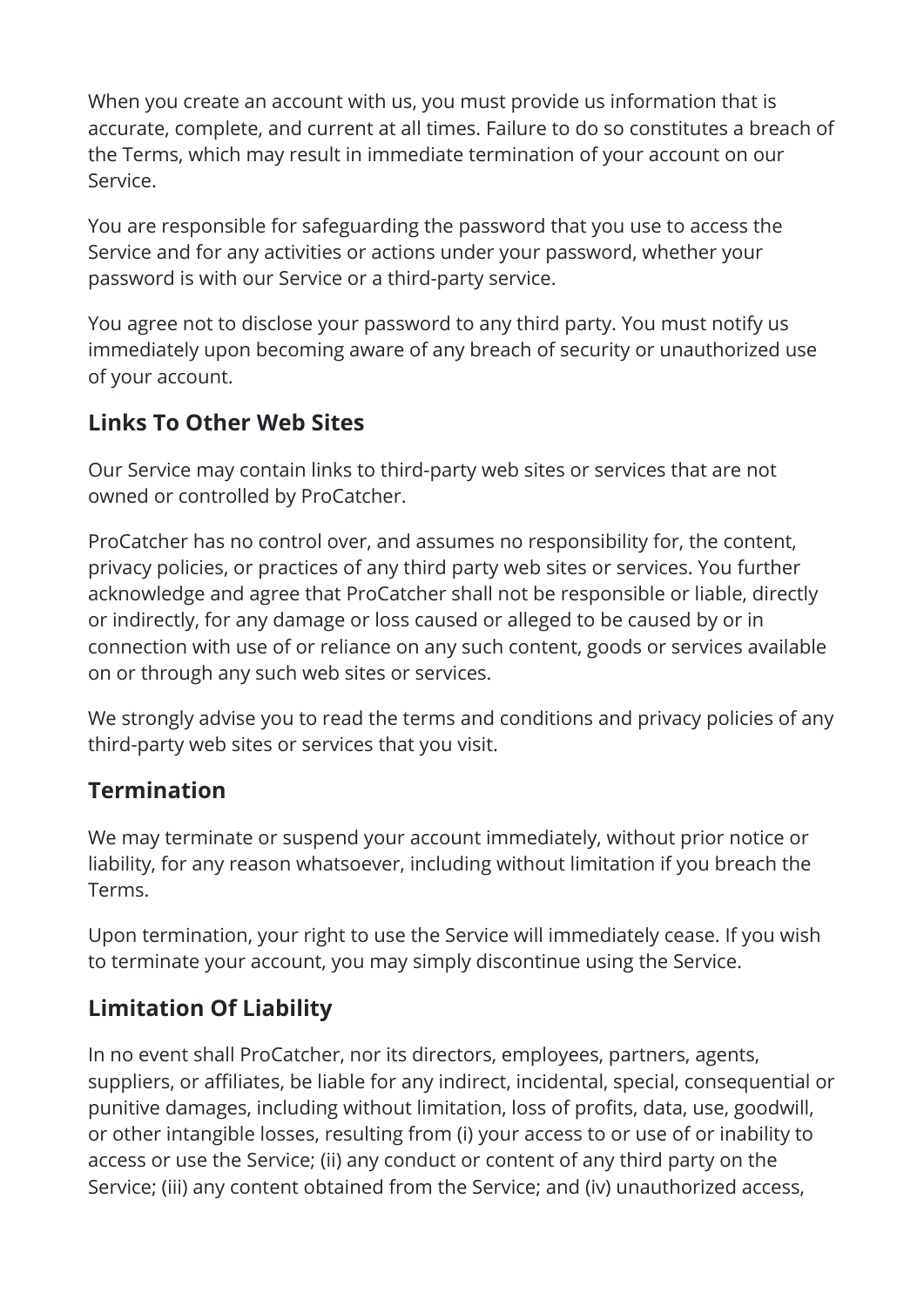When you create an account with us, you must provide us information that is accurate, complete, and current at all times. Failure to do so constitutes a breach of the Terms, which may result in immediate termination of your account on our Service.

You are responsible for safeguarding the password that you use to access the Service and for any activities or actions under your password, whether your password is with our Service or a third-party service.

You agree not to disclose your password to any third party. You must notify us immediately upon becoming aware of any breach of security or unauthorized use of your account.

## Links To Other Web Sites

Our Service may contain links to third-party web sites or services that are not owned or controlled by ProCatcher.

ProCatcher has no control over, and assumes no responsibility for, the content, privacy policies, or practices of any third party web sites or services. You further acknowledge and agree that ProCatcher shall not be responsible or liable, directly or indirectly, for any damage or loss caused or alleged to be caused by or in connection with use of or reliance on any such content, goods or services available on or through any such web sites or services.

We strongly advise you to read the terms and conditions and privacy policies of any third-party web sites or services that you visit.

## Termination

We may terminate or suspend your account immediately, without prior notice or liability, for any reason whatsoever, including without limitation if you breach the Terms.

Upon termination, your right to use the Service will immediately cease. If you wish to terminate your account, you may simply discontinue using the Service.

## Limitation Of Liability

In no event shall ProCatcher, nor its directors, employees, partners, agents, suppliers, or affiliates, be liable for any indirect, incidental, special, consequential or punitive damages, including without limitation, loss of profits, data, use, goodwill, or other intangible losses, resulting from (i) your access to or use of or inability to access or use the Service; (ii) any conduct or content of any third party on the Service; (iii) any content obtained from the Service; and (iv) unauthorized access,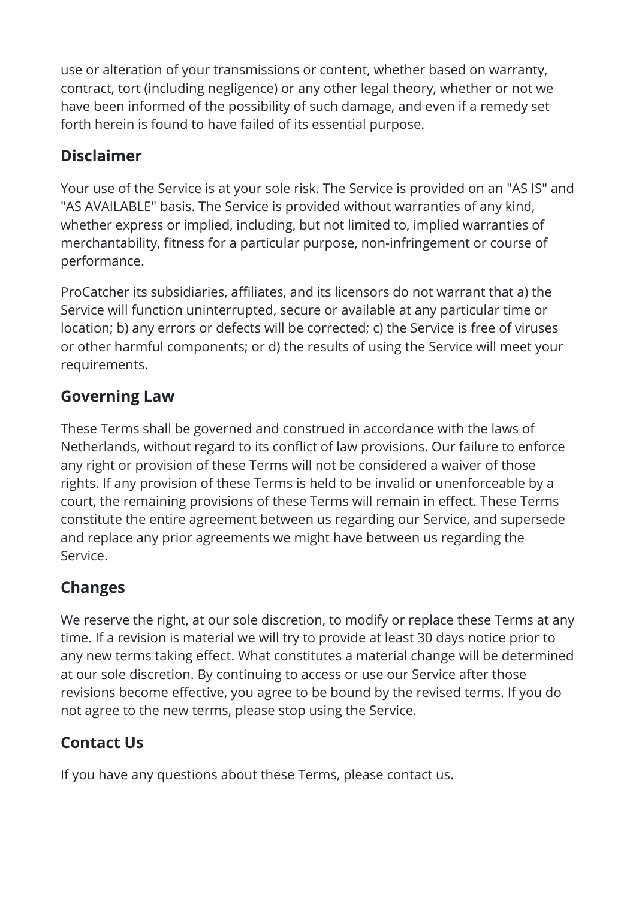use or alteration of your transmissions or content, whether based on warranty, contract, tort (including negligence) or any other legal theory, whether or not we have been informed of the possibility of such damage, and even if a remedy set forth herein is found to have failed of its essential purpose.

## Disclaimer

Your use of the Service is at your sole risk. The Service is provided on an "AS IS" and "AS AVAILABLE" basis. The Service is provided without warranties of any kind, whether express or implied, including, but not limited to, implied warranties of merchantability, fitness for a particular purpose, non-infringement or course of performance.

ProCatcher its subsidiaries, affiliates, and its licensors do not warrant that a) the Service will function uninterrupted, secure or available at any particular time or location; b) any errors or defects will be corrected; c) the Service is free of viruses or other harmful components; or d) the results of using the Service will meet your requirements.

## Governing Law

These Terms shall be governed and construed in accordance with the laws of Netherlands, without regard to its conflict of law provisions. Our failure to enforce any right or provision of these Terms will not be considered a waiver of those rights. If any provision of these Terms is held to be invalid or unenforceable by a court, the remaining provisions of these Terms will remain in effect. These Terms constitute the entire agreement between us regarding our Service, and supersede and replace any prior agreements we might have between us regarding the Service.

## Changes

We reserve the right, at our sole discretion, to modify or replace these Terms at any time. If a revision is material we will try to provide at least 30 days notice prior to any new terms taking effect. What constitutes a material change will be determined at our sole discretion. By continuing to access or use our Service after those revisions become effective, you agree to be bound by the revised terms. If you do not agree to the new terms, please stop using the Service.

## Contact Us

If you have any questions about these Terms, please contact us.